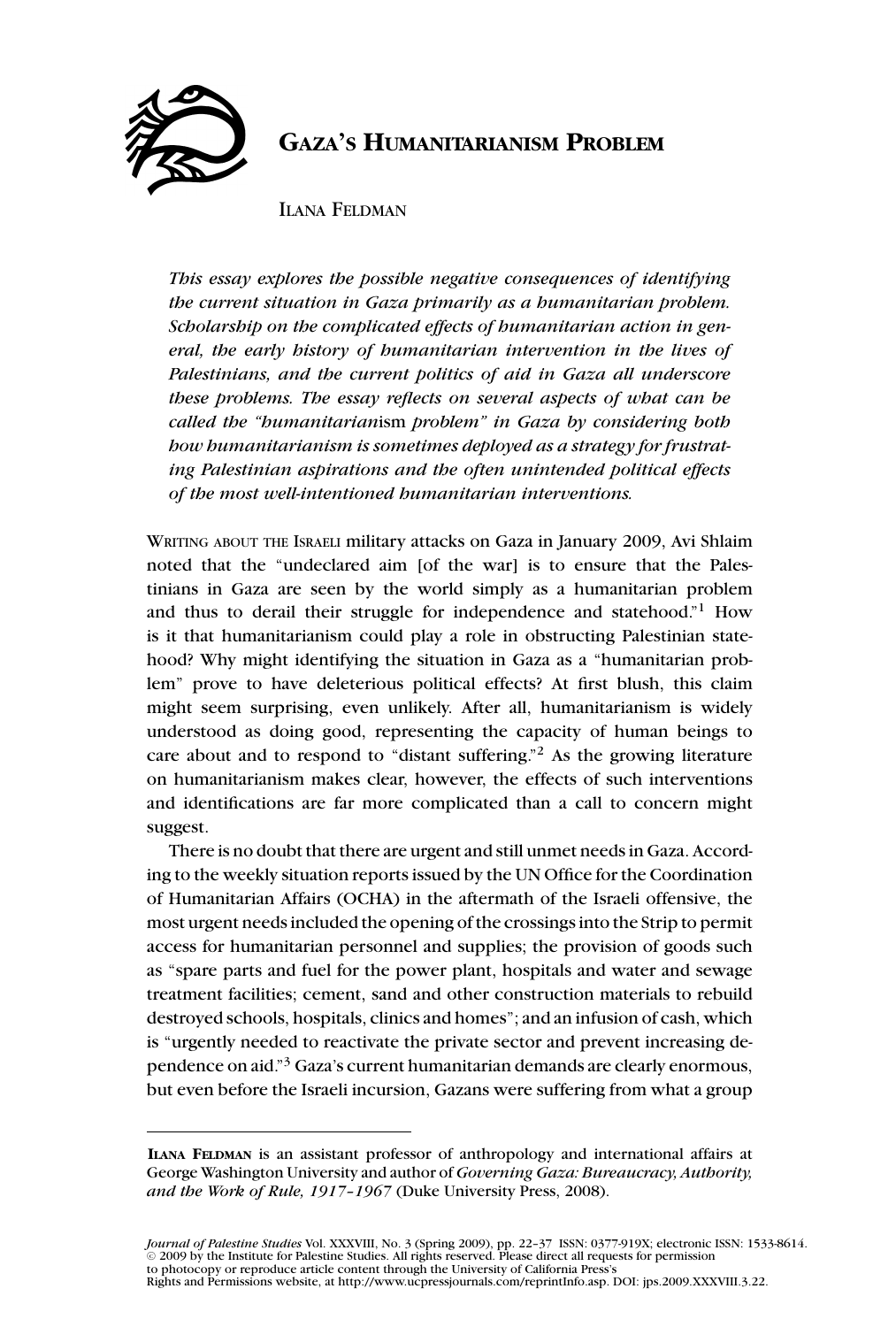# GAZA'S HUMANITARIANISM PROBLEM

ILANA FELDMAN

*This essay explores the possible negative consequences of identifying the current situation in Gaza primarily as a humanitarian problem. Scholarship on the complicated effects of humanitarian action in general, the early history of humanitarian intervention in the lives of Palestinians, and the current politics of aid in Gaza all underscore these problems. The essay reflects on several aspects of what can be called the "humanitarian*ism *problem" in Gaza by considering both how humanitarianism is sometimes deployed as a strategy for frustrating Palestinian aspirations and the often unintended political effects of the most well-intentioned humanitarian interventions.*

WRITING ABOUT THE ISRAELI military attacks on Gaza in January 2009, Avi Shlaim noted that the "undeclared aim [of the war] is to ensure that the Palestinians in Gaza are seen by the world simply as a humanitarian problem and thus to derail their struggle for independence and statehood."[1] How is it that humanitarianism could play a role in obstructing Palestinian statehood? Why might identifying the situation in Gaza as a "humanitarian problem" prove to have deleterious political effects? At first blush, this claim might seem surprising, even unlikely. After all, humanitarianism is widely understood as doing good, representing the capacity of human beings to care about and to respond to "distant suffering."[2] As the growing literature on humanitarianism makes clear, however, the effects of such interventions and identifications are far more complicated than a call to concern might suggest.

There is no doubt that there are urgent and still unmet needs in Gaza. According to the weekly situation reports issued by the UN Office for the Coordination of Humanitarian Affairs (OCHA) in the aftermath of the Israeli offensive, the most urgent needs included the opening of the crossings into the Strip to permit access for humanitarian personnel and supplies; the provision of goods such as "spare parts and fuel for the power plant, hospitals and water and sewage treatment facilities; cement, sand and other construction materials to rebuild destroyed schools, hospitals, clinics and homes"; and an infusion of cash, which is "urgently needed to reactivate the private sector and prevent increasing dependence on aid."[3] Gaza's current humanitarian demands are clearly enormous, but even before the Israeli incursion, Gazans were suffering from what a group

---

**ILANA FELDMAN** is an assistant professor of anthropology and international affairs at George Washington University and author of *Governing Gaza: Bureaucracy, Authority, and the Work of Rule, 1917–1967* (Duke University Press, 2008).

*Journal of Palestine Studies* Vol. XXXVIII, No. 3 (Spring 2009), pp. 22–37 ISSN: 0377-919X; electronic ISSN: 1533-8614. © 2009 by the Institute for Palestine Studies. All rights reserved. Please direct all requests for permission to photocopy or reproduce article content through the University of California Press's Rights and Permissions website, at http://www.ucpressjournals.com/reprintInfo.asp. DOI: jps.2009.XXXVIII.3.22.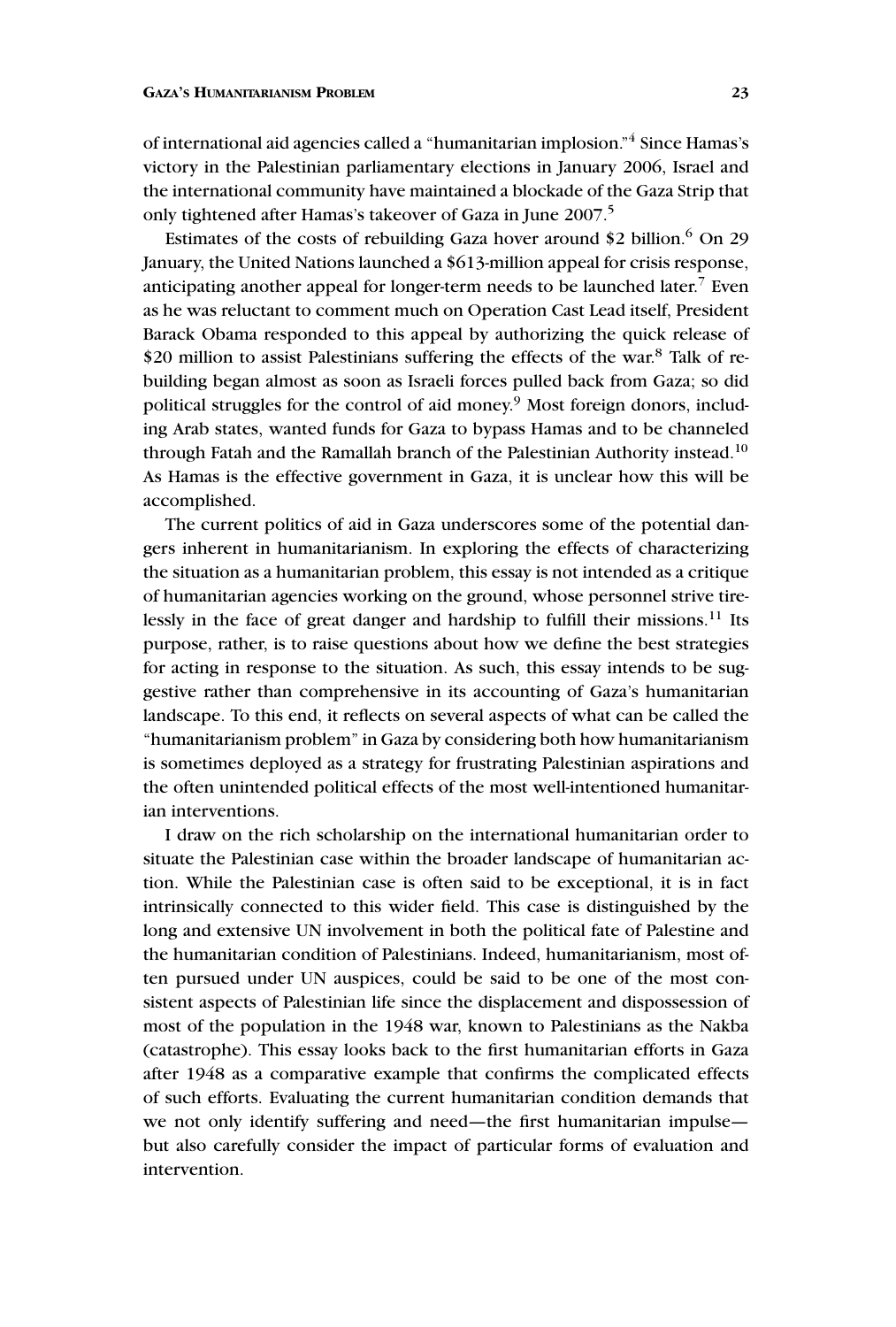of international aid agencies called a "humanitarian implosion."[4] Since Hamas's victory in the Palestinian parliamentary elections in January 2006, Israel and the international community have maintained a blockade of the Gaza Strip that only tightened after Hamas's takeover of Gaza in June 2007.[5]

Estimates of the costs of rebuilding Gaza hover around $2 billion.[6] On 29 January, the United Nations launched a $613-million appeal for crisis response, anticipating another appeal for longer-term needs to be launched later.[7] Even as he was reluctant to comment much on Operation Cast Lead itself, President Barack Obama responded to this appeal by authorizing the quick release of $20 million to assist Palestinians suffering the effects of the war.[8] Talk of rebuilding began almost as soon as Israeli forces pulled back from Gaza; so did political struggles for the control of aid money.[9] Most foreign donors, including Arab states, wanted funds for Gaza to bypass Hamas and to be channeled through Fatah and the Ramallah branch of the Palestinian Authority instead.[10] As Hamas is the effective government in Gaza, it is unclear how this will be accomplished.

The current politics of aid in Gaza underscores some of the potential dangers inherent in humanitarianism. In exploring the effects of characterizing the situation as a humanitarian problem, this essay is not intended as a critique of humanitarian agencies working on the ground, whose personnel strive tirelessly in the face of great danger and hardship to fulfill their missions.[11] Its purpose, rather, is to raise questions about how we define the best strategies for acting in response to the situation. As such, this essay intends to be suggestive rather than comprehensive in its accounting of Gaza's humanitarian landscape. To this end, it reflects on several aspects of what can be called the "humanitarianism problem" in Gaza by considering both how humanitarianism is sometimes deployed as a strategy for frustrating Palestinian aspirations and the often unintended political effects of the most well-intentioned humanitarian interventions.

I draw on the rich scholarship on the international humanitarian order to situate the Palestinian case within the broader landscape of humanitarian action. While the Palestinian case is often said to be exceptional, it is in fact intrinsically connected to this wider field. This case is distinguished by the long and extensive UN involvement in both the political fate of Palestine and the humanitarian condition of Palestinians. Indeed, humanitarianism, most often pursued under UN auspices, could be said to be one of the most consistent aspects of Palestinian life since the displacement and dispossession of most of the population in the 1948 war, known to Palestinians as the Nakba (catastrophe). This essay looks back to the first humanitarian efforts in Gaza after 1948 as a comparative example that confirms the complicated effects of such efforts. Evaluating the current humanitarian condition demands that we not only identify suffering and need—the first humanitarian impulse—but also carefully consider the impact of particular forms of evaluation and intervention.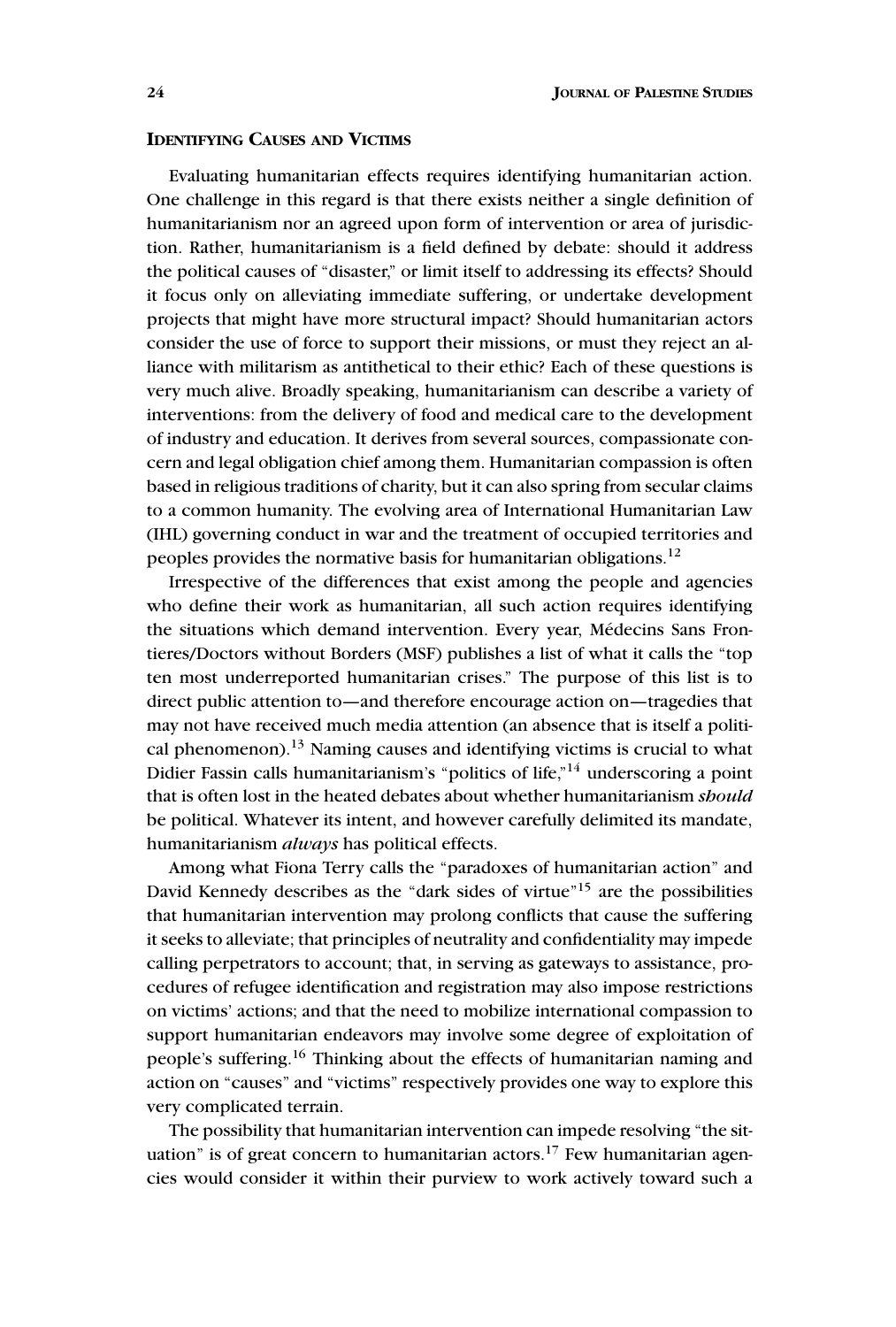## Identifying Causes and Victims

Evaluating humanitarian effects requires identifying humanitarian action. One challenge in this regard is that there exists neither a single definition of humanitarianism nor an agreed upon form of intervention or area of jurisdiction. Rather, humanitarianism is a field defined by debate: should it address the political causes of "disaster," or limit itself to addressing its effects? Should it focus only on alleviating immediate suffering, or undertake development projects that might have more structural impact? Should humanitarian actors consider the use of force to support their missions, or must they reject an alliance with militarism as antithetical to their ethic? Each of these questions is very much alive. Broadly speaking, humanitarianism can describe a variety of interventions: from the delivery of food and medical care to the development of industry and education. It derives from several sources, compassionate concern and legal obligation chief among them. Humanitarian compassion is often based in religious traditions of charity, but it can also spring from secular claims to a common humanity. The evolving area of International Humanitarian Law (IHL) governing conduct in war and the treatment of occupied territories and peoples provides the normative basis for humanitarian obligations.[12]

Irrespective of the differences that exist among the people and agencies who define their work as humanitarian, all such action requires identifying the situations which demand intervention. Every year, Médecins Sans Frontieres/Doctors without Borders (MSF) publishes a list of what it calls the "top ten most underreported humanitarian crises." The purpose of this list is to direct public attention to—and therefore encourage action on—tragedies that may not have received much media attention (an absence that is itself a political phenomenon).[13] Naming causes and identifying victims is crucial to what Didier Fassin calls humanitarianism's "politics of life,"[14] underscoring a point that is often lost in the heated debates about whether humanitarianism *should* be political. Whatever its intent, and however carefully delimited its mandate, humanitarianism *always* has political effects.

Among what Fiona Terry calls the "paradoxes of humanitarian action" and David Kennedy describes as the "dark sides of virtue"[15] are the possibilities that humanitarian intervention may prolong conflicts that cause the suffering it seeks to alleviate; that principles of neutrality and confidentiality may impede calling perpetrators to account; that, in serving as gateways to assistance, procedures of refugee identification and registration may also impose restrictions on victims' actions; and that the need to mobilize international compassion to support humanitarian endeavors may involve some degree of exploitation of people's suffering.[16] Thinking about the effects of humanitarian naming and action on "causes" and "victims" respectively provides one way to explore this very complicated terrain.

The possibility that humanitarian intervention can impede resolving "the situation" is of great concern to humanitarian actors.[17] Few humanitarian agencies would consider it within their purview to work actively toward such a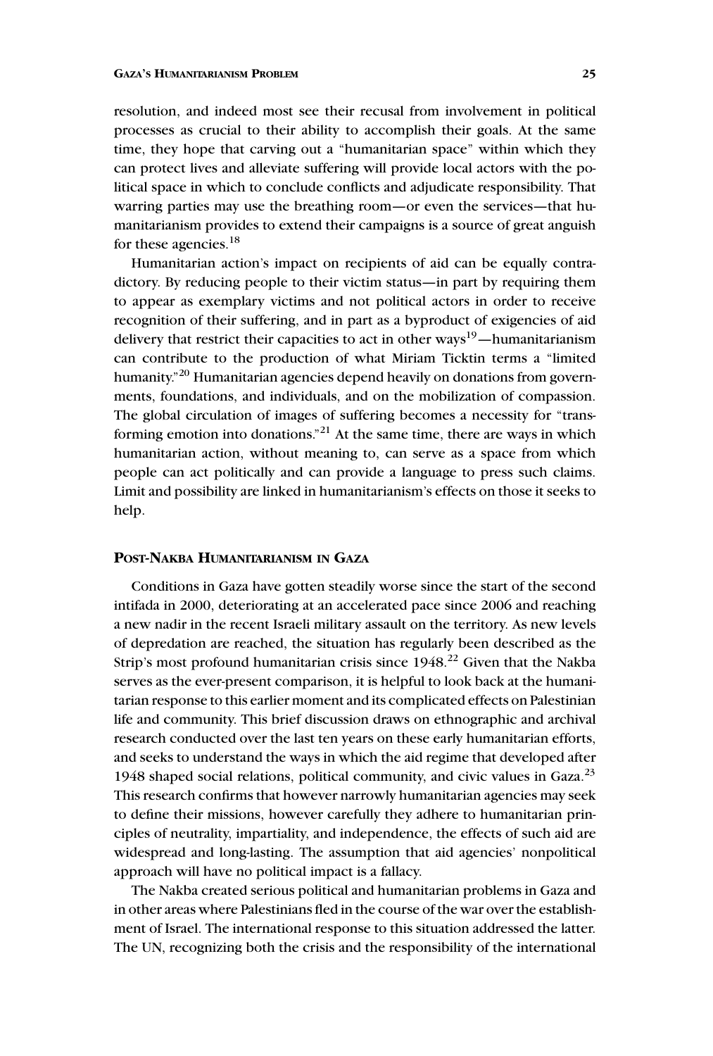resolution, and indeed most see their recusal from involvement in political processes as crucial to their ability to accomplish their goals. At the same time, they hope that carving out a "humanitarian space" within which they can protect lives and alleviate suffering will provide local actors with the political space in which to conclude conflicts and adjudicate responsibility. That warring parties may use the breathing room—or even the services—that humanitarianism provides to extend their campaigns is a source of great anguish for these agencies.[18]

Humanitarian action's impact on recipients of aid can be equally contradictory. By reducing people to their victim status—in part by requiring them to appear as exemplary victims and not political actors in order to receive recognition of their suffering, and in part as a byproduct of exigencies of aid delivery that restrict their capacities to act in other ways[19]—humanitarianism can contribute to the production of what Miriam Ticktin terms a "limited humanity."[20] Humanitarian agencies depend heavily on donations from governments, foundations, and individuals, and on the mobilization of compassion. The global circulation of images of suffering becomes a necessity for "transforming emotion into donations."[21] At the same time, there are ways in which humanitarian action, without meaning to, can serve as a space from which people can act politically and can provide a language to press such claims. Limit and possibility are linked in humanitarianism's effects on those it seeks to help.

## Post-Nakba Humanitarianism in Gaza

Conditions in Gaza have gotten steadily worse since the start of the second intifada in 2000, deteriorating at an accelerated pace since 2006 and reaching a new nadir in the recent Israeli military assault on the territory. As new levels of depredation are reached, the situation has regularly been described as the Strip's most profound humanitarian crisis since 1948.[22] Given that the Nakba serves as the ever-present comparison, it is helpful to look back at the humanitarian response to this earlier moment and its complicated effects on Palestinian life and community. This brief discussion draws on ethnographic and archival research conducted over the last ten years on these early humanitarian efforts, and seeks to understand the ways in which the aid regime that developed after 1948 shaped social relations, political community, and civic values in Gaza.[23] This research confirms that however narrowly humanitarian agencies may seek to define their missions, however carefully they adhere to humanitarian principles of neutrality, impartiality, and independence, the effects of such aid are widespread and long-lasting. The assumption that aid agencies' nonpolitical approach will have no political impact is a fallacy.

The Nakba created serious political and humanitarian problems in Gaza and in other areas where Palestinians fled in the course of the war over the establishment of Israel. The international response to this situation addressed the latter. The UN, recognizing both the crisis and the responsibility of the international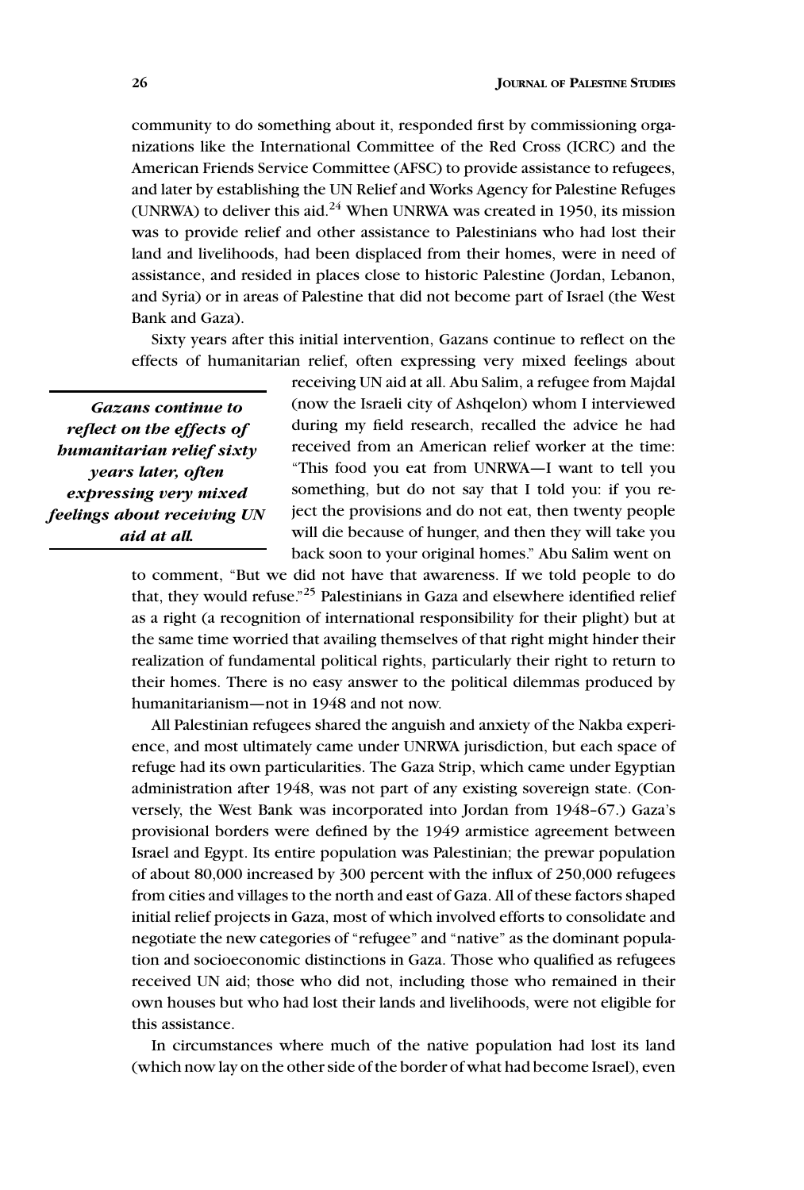community to do something about it, responded first by commissioning organizations like the International Committee of the Red Cross (ICRC) and the American Friends Service Committee (AFSC) to provide assistance to refugees, and later by establishing the UN Relief and Works Agency for Palestine Refugees (UNRWA) to deliver this aid.[24] When UNRWA was created in 1950, its mission was to provide relief and other assistance to Palestinians who had lost their land and livelihoods, had been displaced from their homes, were in need of assistance, and resided in places close to historic Palestine (Jordan, Lebanon, and Syria) or in areas of Palestine that did not become part of Israel (the West Bank and Gaza).

Sixty years after this initial intervention, Gazans continue to reflect on the effects of humanitarian relief, often expressing very mixed feelings about receiving UN aid at all. Abu Salim, a refugee from Majdal (now the Israeli city of Ashqelon) whom I interviewed during my field research, recalled the advice he had received from an American relief worker at the time: "This food you eat from UNRWA—I want to tell you something, but do not say that I told you: if you reject the provisions and do not eat, then twenty people will die because of hunger, and then they will take you back soon to your original homes." Abu Salim went on to comment, "But we did not have that awareness. If we told people to do that, they would refuse."[25] Palestinians in Gaza and elsewhere identified relief as a right (a recognition of international responsibility for their plight) but at the same time worried that availing themselves of that right might hinder their realization of fundamental political rights, particularly their right to return to their homes. There is no easy answer to the political dilemmas produced by humanitarianism—not in 1948 and not now.

> ***Gazans continue to reflect on the effects of humanitarian relief sixty years later, often expressing very mixed feelings about receiving UN aid at all.***

All Palestinian refugees shared the anguish and anxiety of the Nakba experience, and most ultimately came under UNRWA jurisdiction, but each space of refuge had its own particularities. The Gaza Strip, which came under Egyptian administration after 1948, was not part of any existing sovereign state. (Conversely, the West Bank was incorporated into Jordan from 1948–67.) Gaza's provisional borders were defined by the 1949 armistice agreement between Israel and Egypt. Its entire population was Palestinian; the prewar population of about 80,000 increased by 300 percent with the influx of 250,000 refugees from cities and villages to the north and east of Gaza. All of these factors shaped initial relief projects in Gaza, most of which involved efforts to consolidate and negotiate the new categories of "refugee" and "native" as the dominant population and socioeconomic distinctions in Gaza. Those who qualified as refugees received UN aid; those who did not, including those who remained in their own houses but who had lost their lands and livelihoods, were not eligible for this assistance.

In circumstances where much of the native population had lost its land (which now lay on the other side of the border of what had become Israel), even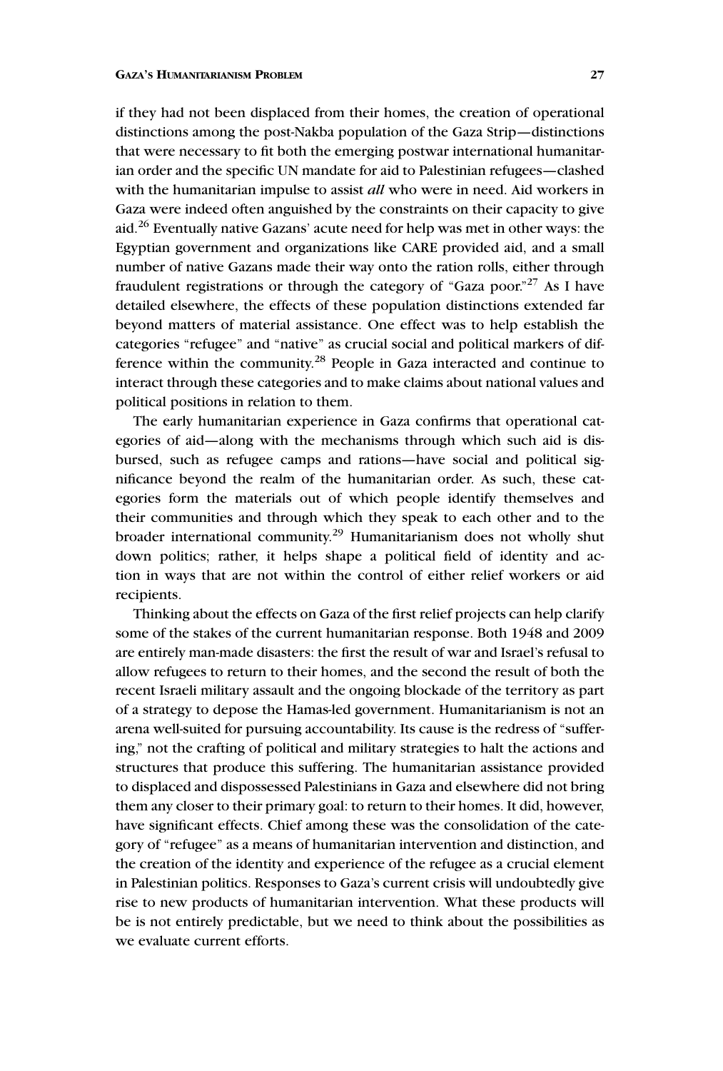if they had not been displaced from their homes, the creation of operational distinctions among the post-Nakba population of the Gaza Strip—distinctions that were necessary to fit both the emerging postwar international humanitarian order and the specific UN mandate for aid to Palestinian refugees—clashed with the humanitarian impulse to assist *all* who were in need. Aid workers in Gaza were indeed often anguished by the constraints on their capacity to give aid.[26] Eventually native Gazans' acute need for help was met in other ways: the Egyptian government and organizations like CARE provided aid, and a small number of native Gazans made their way onto the ration rolls, either through fraudulent registrations or through the category of "Gaza poor."[27] As I have detailed elsewhere, the effects of these population distinctions extended far beyond matters of material assistance. One effect was to help establish the categories "refugee" and "native" as crucial social and political markers of difference within the community.[28] People in Gaza interacted and continue to interact through these categories and to make claims about national values and political positions in relation to them.

The early humanitarian experience in Gaza confirms that operational categories of aid—along with the mechanisms through which such aid is disbursed, such as refugee camps and rations—have social and political significance beyond the realm of the humanitarian order. As such, these categories form the materials out of which people identify themselves and their communities and through which they speak to each other and to the broader international community.[29] Humanitarianism does not wholly shut down politics; rather, it helps shape a political field of identity and action in ways that are not within the control of either relief workers or aid recipients.

Thinking about the effects on Gaza of the first relief projects can help clarify some of the stakes of the current humanitarian response. Both 1948 and 2009 are entirely man-made disasters: the first the result of war and Israel's refusal to allow refugees to return to their homes, and the second the result of both the recent Israeli military assault and the ongoing blockade of the territory as part of a strategy to depose the Hamas-led government. Humanitarianism is not an arena well-suited for pursuing accountability. Its cause is the redress of "suffering," not the crafting of political and military strategies to halt the actions and structures that produce this suffering. The humanitarian assistance provided to displaced and dispossessed Palestinians in Gaza and elsewhere did not bring them any closer to their primary goal: to return to their homes. It did, however, have significant effects. Chief among these was the consolidation of the category of "refugee" as a means of humanitarian intervention and distinction, and the creation of the identity and experience of the refugee as a crucial element in Palestinian politics. Responses to Gaza's current crisis will undoubtedly give rise to new products of humanitarian intervention. What these products will be is not entirely predictable, but we need to think about the possibilities as we evaluate current efforts.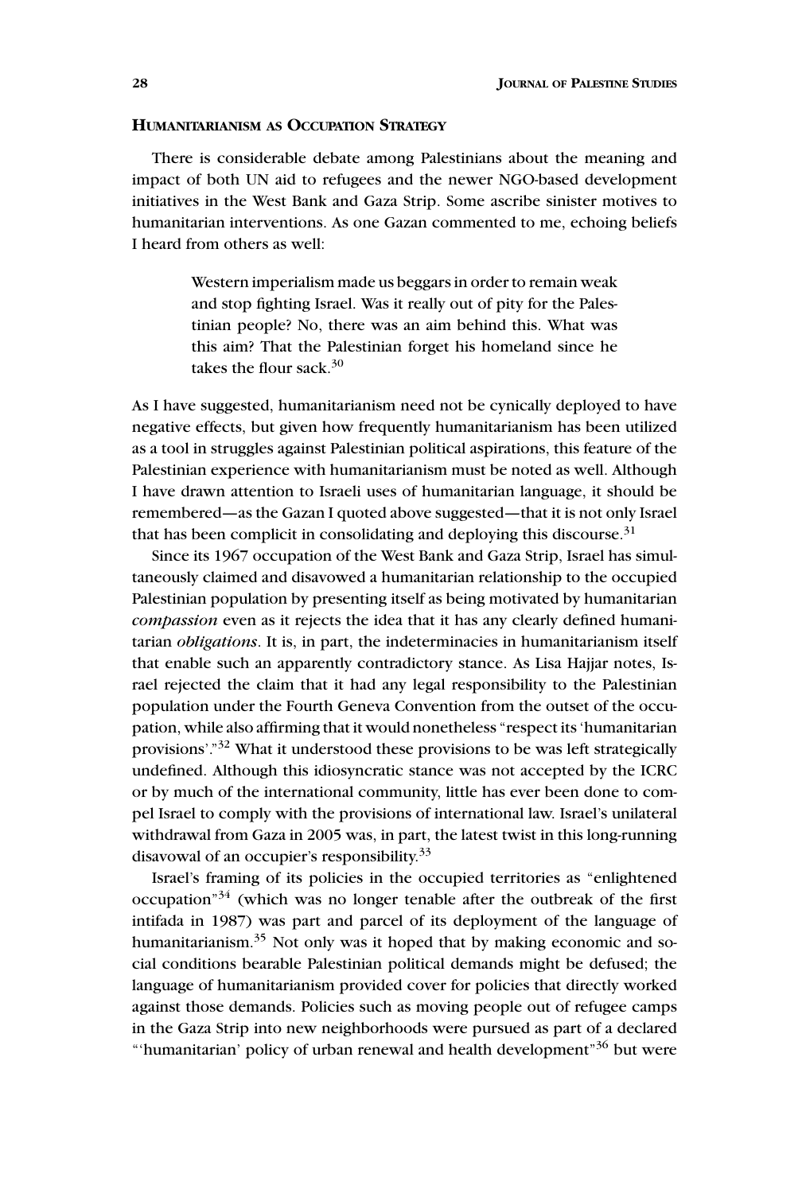### HUMANITARIANISM AS OCCUPATION STRATEGY

There is considerable debate among Palestinians about the meaning and impact of both UN aid to refugees and the newer NGO-based development initiatives in the West Bank and Gaza Strip. Some ascribe sinister motives to humanitarian interventions. As one Gazan commented to me, echoing beliefs I heard from others as well:

> Western imperialism made us beggars in order to remain weak and stop fighting Israel. Was it really out of pity for the Palestinian people? No, there was an aim behind this. What was this aim? That the Palestinian forget his homeland since he takes the flour sack.[30]

As I have suggested, humanitarianism need not be cynically deployed to have negative effects, but given how frequently humanitarianism has been utilized as a tool in struggles against Palestinian political aspirations, this feature of the Palestinian experience with humanitarianism must be noted as well. Although I have drawn attention to Israeli uses of humanitarian language, it should be remembered—as the Gazan I quoted above suggested—that it is not only Israel that has been complicit in consolidating and deploying this discourse.[31]

Since its 1967 occupation of the West Bank and Gaza Strip, Israel has simultaneously claimed and disavowed a humanitarian relationship to the occupied Palestinian population by presenting itself as being motivated by humanitarian *compassion* even as it rejects the idea that it has any clearly defined humanitarian *obligations*. It is, in part, the indeterminacies in humanitarianism itself that enable such an apparently contradictory stance. As Lisa Hajjar notes, Israel rejected the claim that it had any legal responsibility to the Palestinian population under the Fourth Geneva Convention from the outset of the occupation, while also affirming that it would nonetheless "respect its 'humanitarian provisions'."[32] What it understood these provisions to be was left strategically undefined. Although this idiosyncratic stance was not accepted by the ICRC or by much of the international community, little has ever been done to compel Israel to comply with the provisions of international law. Israel's unilateral withdrawal from Gaza in 2005 was, in part, the latest twist in this long-running disavowal of an occupier's responsibility.[33]

Israel's framing of its policies in the occupied territories as "enlightened occupation"[34] (which was no longer tenable after the outbreak of the first intifada in 1987) was part and parcel of its deployment of the language of humanitarianism.[35] Not only was it hoped that by making economic and social conditions bearable Palestinian political demands might be defused; the language of humanitarianism provided cover for policies that directly worked against those demands. Policies such as moving people out of refugee camps in the Gaza Strip into new neighborhoods were pursued as part of a declared "'humanitarian' policy of urban renewal and health development"[36] but were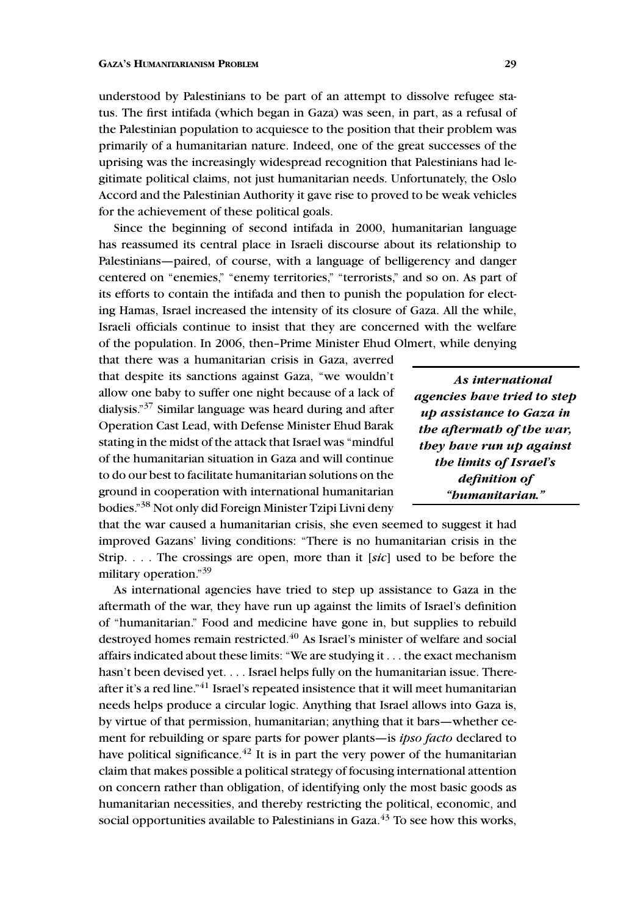understood by Palestinians to be part of an attempt to dissolve refugee status. The first intifada (which began in Gaza) was seen, in part, as a refusal of the Palestinian population to acquiesce to the position that their problem was primarily of a humanitarian nature. Indeed, one of the great successes of the uprising was the increasingly widespread recognition that Palestinians had legitimate political claims, not just humanitarian needs. Unfortunately, the Oslo Accord and the Palestinian Authority it gave rise to proved to be weak vehicles for the achievement of these political goals.

Since the beginning of second intifada in 2000, humanitarian language has reassumed its central place in Israeli discourse about its relationship to Palestinians—paired, of course, with a language of belligerency and danger centered on "enemies," "enemy territories," "terrorists," and so on. As part of its efforts to contain the intifada and then to punish the population for electing Hamas, Israel increased the intensity of its closure of Gaza. All the while, Israeli officials continue to insist that they are concerned with the welfare of the population. In 2006, then–Prime Minister Ehud Olmert, while denying that there was a humanitarian crisis in Gaza, averred that despite its sanctions against Gaza, "we wouldn't allow one baby to suffer one night because of a lack of dialysis."[37] Similar language was heard during and after Operation Cast Lead, with Defense Minister Ehud Barak stating in the midst of the attack that Israel was "mindful of the humanitarian situation in Gaza and will continue to do our best to facilitate humanitarian solutions on the ground in cooperation with international humanitarian bodies."[38] Not only did Foreign Minister Tzipi Livni deny that the war caused a humanitarian crisis, she even seemed to suggest it had improved Gazans' living conditions: "There is no humanitarian crisis in the Strip. . . . The crossings are open, more than it [*sic*] used to be before the military operation."[39]

***As international agencies have tried to step up assistance to Gaza in the aftermath of the war, they have run up against the limits of Israel's definition of "humanitarian."***

As international agencies have tried to step up assistance to Gaza in the aftermath of the war, they have run up against the limits of Israel's definition of "humanitarian." Food and medicine have gone in, but supplies to rebuild destroyed homes remain restricted.[40] As Israel's minister of welfare and social affairs indicated about these limits: "We are studying it . . . the exact mechanism hasn't been devised yet. . . . Israel helps fully on the humanitarian issue. Thereafter it's a red line."[41] Israel's repeated insistence that it will meet humanitarian needs helps produce a circular logic. Anything that Israel allows into Gaza is, by virtue of that permission, humanitarian; anything that it bars—whether cement for rebuilding or spare parts for power plants—is *ipso facto* declared to have political significance.[42] It is in part the very power of the humanitarian claim that makes possible a political strategy of focusing international attention on concern rather than obligation, of identifying only the most basic goods as humanitarian necessities, and thereby restricting the political, economic, and social opportunities available to Palestinians in Gaza.[43] To see how this works,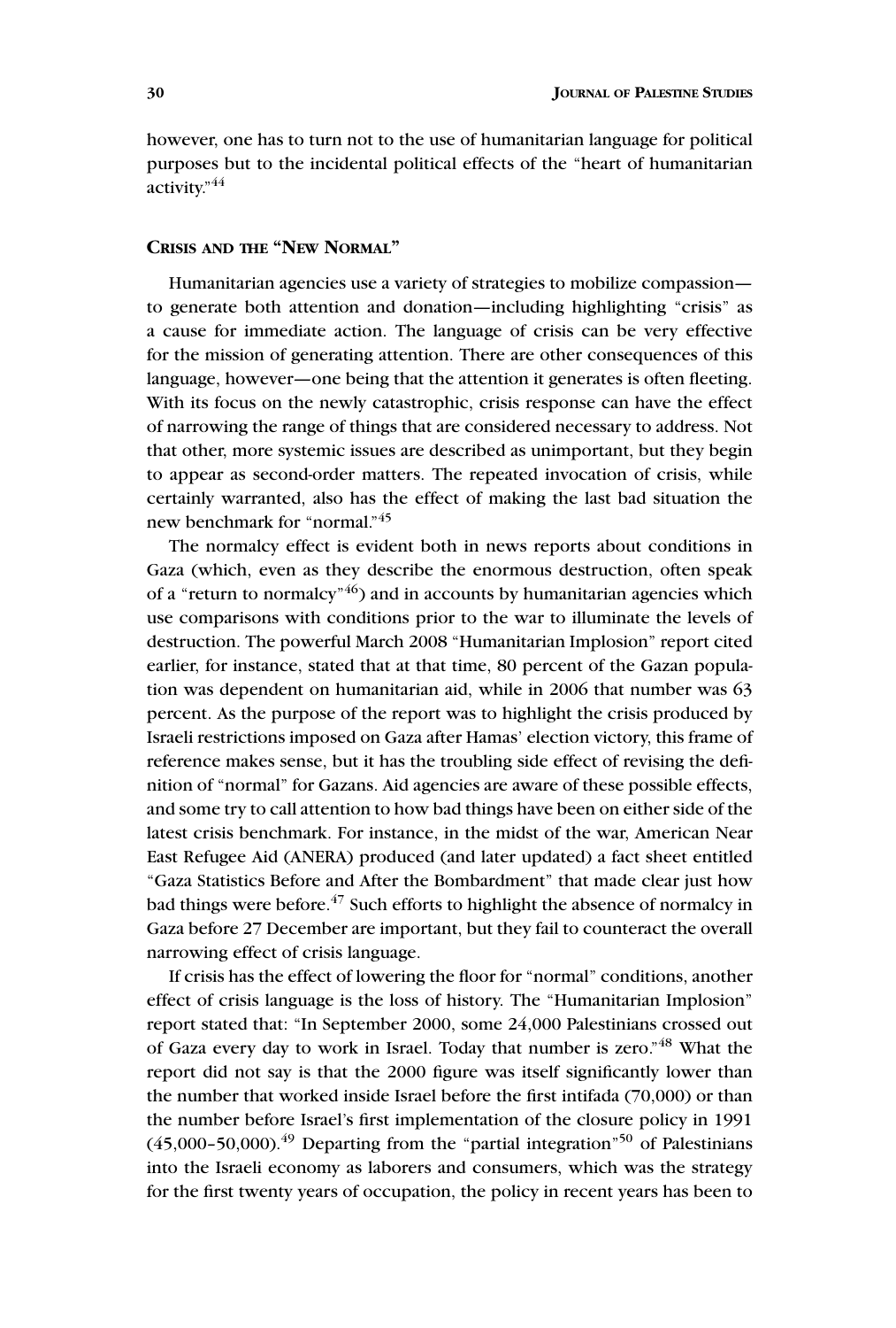however, one has to turn not to the use of humanitarian language for political purposes but to the incidental political effects of the "heart of humanitarian activity."[44]

## Crisis and the "New Normal"

Humanitarian agencies use a variety of strategies to mobilize compassion—to generate both attention and donation—including highlighting "crisis" as a cause for immediate action. The language of crisis can be very effective for the mission of generating attention. There are other consequences of this language, however—one being that the attention it generates is often fleeting. With its focus on the newly catastrophic, crisis response can have the effect of narrowing the range of things that are considered necessary to address. Not that other, more systemic issues are described as unimportant, but they begin to appear as second-order matters. The repeated invocation of crisis, while certainly warranted, also has the effect of making the last bad situation the new benchmark for "normal."[45]

The normalcy effect is evident both in news reports about conditions in Gaza (which, even as they describe the enormous destruction, often speak of a "return to normalcy"[46]) and in accounts by humanitarian agencies which use comparisons with conditions prior to the war to illuminate the levels of destruction. The powerful March 2008 "Humanitarian Implosion" report cited earlier, for instance, stated that at that time, 80 percent of the Gazan population was dependent on humanitarian aid, while in 2006 that number was 63 percent. As the purpose of the report was to highlight the crisis produced by Israeli restrictions imposed on Gaza after Hamas' election victory, this frame of reference makes sense, but it has the troubling side effect of revising the definition of "normal" for Gazans. Aid agencies are aware of these possible effects, and some try to call attention to how bad things have been on either side of the latest crisis benchmark. For instance, in the midst of the war, American Near East Refugee Aid (ANERA) produced (and later updated) a fact sheet entitled "Gaza Statistics Before and After the Bombardment" that made clear just how bad things were before.[47] Such efforts to highlight the absence of normalcy in Gaza before 27 December are important, but they fail to counteract the overall narrowing effect of crisis language.

If crisis has the effect of lowering the floor for "normal" conditions, another effect of crisis language is the loss of history. The "Humanitarian Implosion" report stated that: "In September 2000, some 24,000 Palestinians crossed out of Gaza every day to work in Israel. Today that number is zero."[48] What the report did not say is that the 2000 figure was itself significantly lower than the number that worked inside Israel before the first intifada (70,000) or than the number before Israel's first implementation of the closure policy in 1991 (45,000–50,000).[49] Departing from the "partial integration"[50] of Palestinians into the Israeli economy as laborers and consumers, which was the strategy for the first twenty years of occupation, the policy in recent years has been to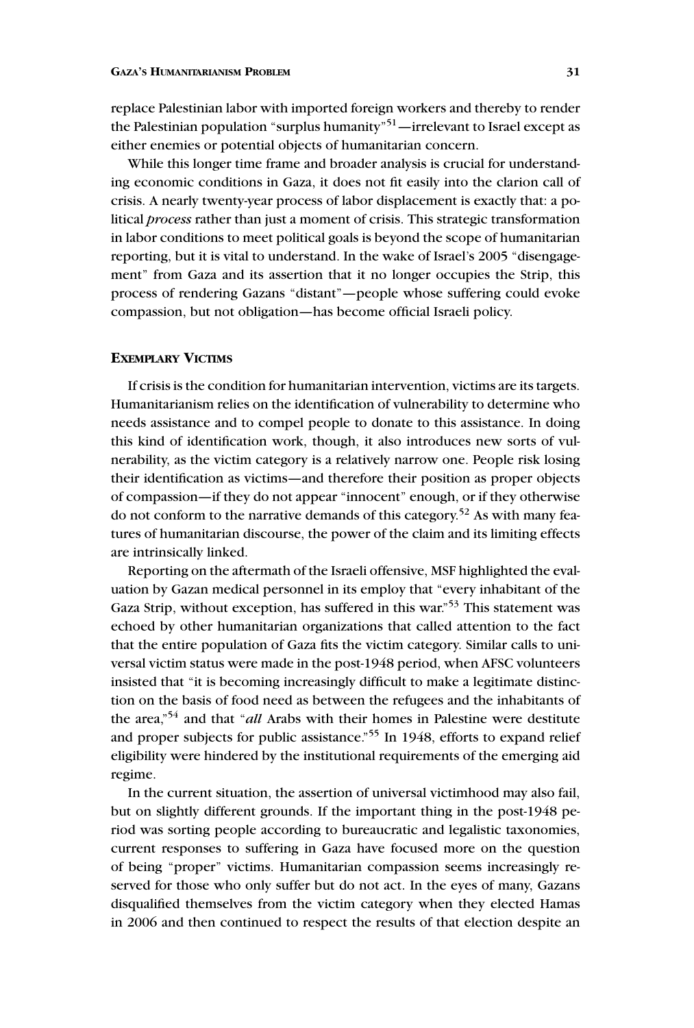replace Palestinian labor with imported foreign workers and thereby to render the Palestinian population "surplus humanity"[51]—irrelevant to Israel except as either enemies or potential objects of humanitarian concern.

While this longer time frame and broader analysis is crucial for understanding economic conditions in Gaza, it does not fit easily into the clarion call of crisis. A nearly twenty-year process of labor displacement is exactly that: a political *process* rather than just a moment of crisis. This strategic transformation in labor conditions to meet political goals is beyond the scope of humanitarian reporting, but it is vital to understand. In the wake of Israel's 2005 "disengagement" from Gaza and its assertion that it no longer occupies the Strip, this process of rendering Gazans "distant"—people whose suffering could evoke compassion, but not obligation—has become official Israeli policy.

## Exemplary Victims

If crisis is the condition for humanitarian intervention, victims are its targets. Humanitarianism relies on the identification of vulnerability to determine who needs assistance and to compel people to donate to this assistance. In doing this kind of identification work, though, it also introduces new sorts of vulnerability, as the victim category is a relatively narrow one. People risk losing their identification as victims—and therefore their position as proper objects of compassion—if they do not appear "innocent" enough, or if they otherwise do not conform to the narrative demands of this category.[52] As with many features of humanitarian discourse, the power of the claim and its limiting effects are intrinsically linked.

Reporting on the aftermath of the Israeli offensive, MSF highlighted the evaluation by Gazan medical personnel in its employ that "every inhabitant of the Gaza Strip, without exception, has suffered in this war."[53] This statement was echoed by other humanitarian organizations that called attention to the fact that the entire population of Gaza fits the victim category. Similar calls to universal victim status were made in the post-1948 period, when AFSC volunteers insisted that "it is becoming increasingly difficult to make a legitimate distinction on the basis of food need as between the refugees and the inhabitants of the area,"[54] and that "*all* Arabs with their homes in Palestine were destitute and proper subjects for public assistance."[55] In 1948, efforts to expand relief eligibility were hindered by the institutional requirements of the emerging aid regime.

In the current situation, the assertion of universal victimhood may also fail, but on slightly different grounds. If the important thing in the post-1948 period was sorting people according to bureaucratic and legalistic taxonomies, current responses to suffering in Gaza have focused more on the question of being "proper" victims. Humanitarian compassion seems increasingly reserved for those who only suffer but do not act. In the eyes of many, Gazans disqualified themselves from the victim category when they elected Hamas in 2006 and then continued to respect the results of that election despite an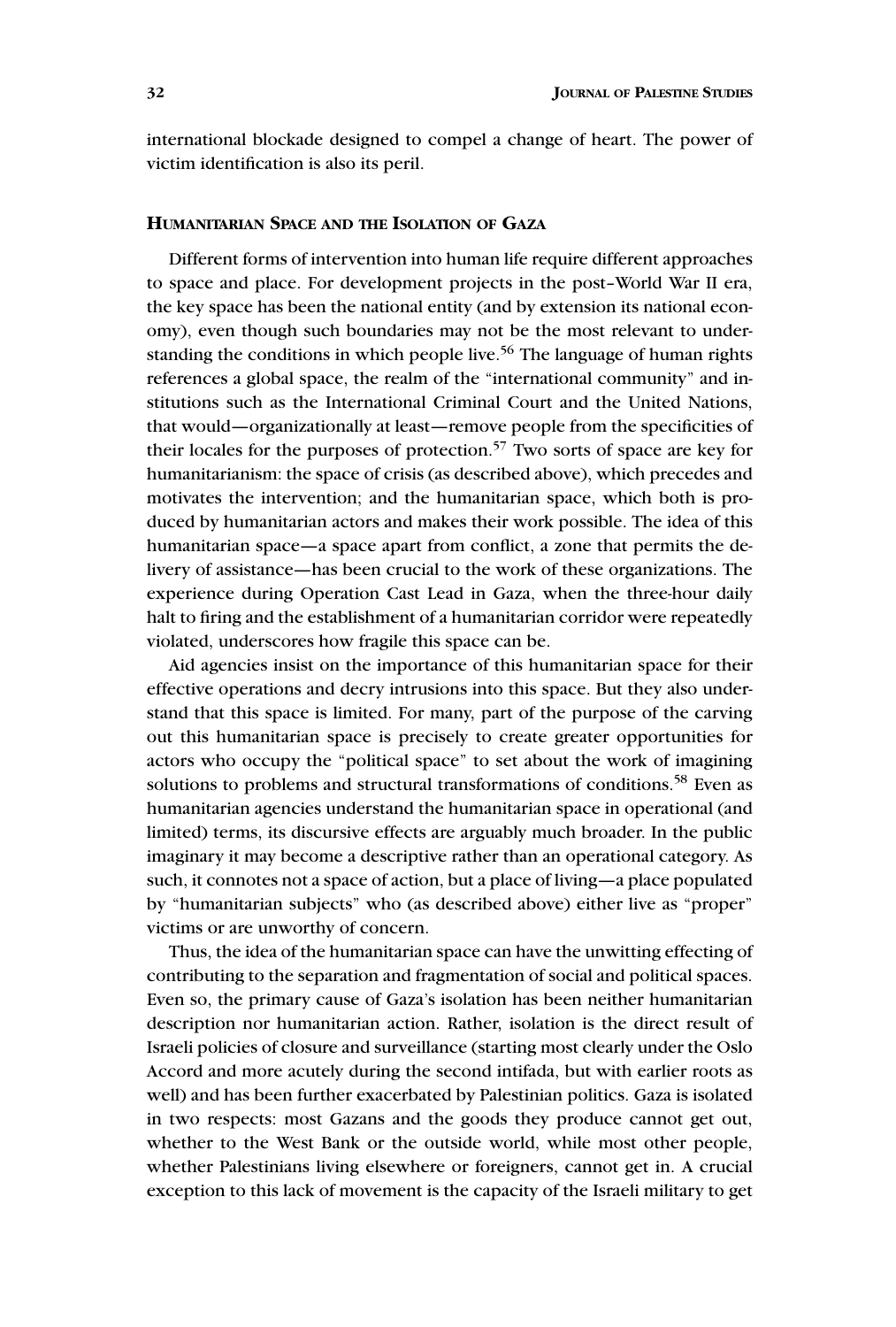international blockade designed to compel a change of heart. The power of victim identification is also its peril.

## Humanitarian Space and the Isolation of Gaza

Different forms of intervention into human life require different approaches to space and place. For development projects in the post–World War II era, the key space has been the national entity (and by extension its national economy), even though such boundaries may not be the most relevant to understanding the conditions in which people live.[56] The language of human rights references a global space, the realm of the "international community" and institutions such as the International Criminal Court and the United Nations, that would—organizationally at least—remove people from the specificities of their locales for the purposes of protection.[57] Two sorts of space are key for humanitarianism: the space of crisis (as described above), which precedes and motivates the intervention; and the humanitarian space, which both is produced by humanitarian actors and makes their work possible. The idea of this humanitarian space—a space apart from conflict, a zone that permits the delivery of assistance—has been crucial to the work of these organizations. The experience during Operation Cast Lead in Gaza, when the three-hour daily halt to firing and the establishment of a humanitarian corridor were repeatedly violated, underscores how fragile this space can be.

Aid agencies insist on the importance of this humanitarian space for their effective operations and decry intrusions into this space. But they also understand that this space is limited. For many, part of the purpose of the carving out this humanitarian space is precisely to create greater opportunities for actors who occupy the "political space" to set about the work of imagining solutions to problems and structural transformations of conditions.[58] Even as humanitarian agencies understand the humanitarian space in operational (and limited) terms, its discursive effects are arguably much broader. In the public imaginary it may become a descriptive rather than an operational category. As such, it connotes not a space of action, but a place of living—a place populated by "humanitarian subjects" who (as described above) either live as "proper" victims or are unworthy of concern.

Thus, the idea of the humanitarian space can have the unwitting effecting of contributing to the separation and fragmentation of social and political spaces. Even so, the primary cause of Gaza's isolation has been neither humanitarian description nor humanitarian action. Rather, isolation is the direct result of Israeli policies of closure and surveillance (starting most clearly under the Oslo Accord and more acutely during the second intifada, but with earlier roots as well) and has been further exacerbated by Palestinian politics. Gaza is isolated in two respects: most Gazans and the goods they produce cannot get out, whether to the West Bank or the outside world, while most other people, whether Palestinians living elsewhere or foreigners, cannot get in. A crucial exception to this lack of movement is the capacity of the Israeli military to get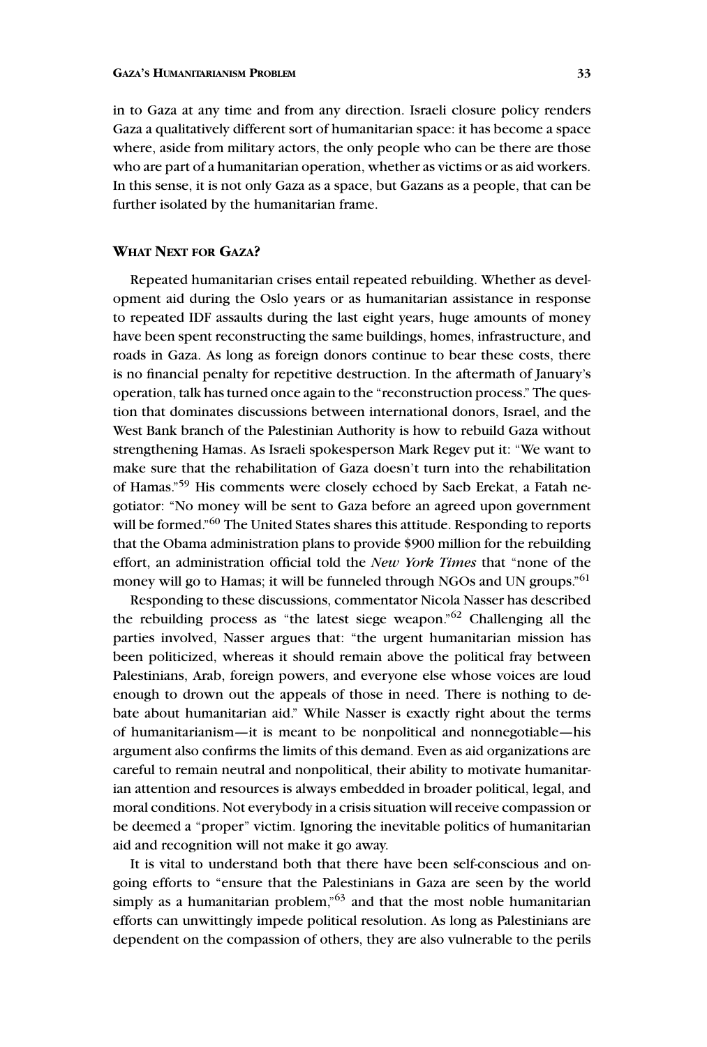in to Gaza at any time and from any direction. Israeli closure policy renders Gaza a qualitatively different sort of humanitarian space: it has become a space where, aside from military actors, the only people who can be there are those who are part of a humanitarian operation, whether as victims or as aid workers. In this sense, it is not only Gaza as a space, but Gazans as a people, that can be further isolated by the humanitarian frame.

## What Next for Gaza?

Repeated humanitarian crises entail repeated rebuilding. Whether as development aid during the Oslo years or as humanitarian assistance in response to repeated IDF assaults during the last eight years, huge amounts of money have been spent reconstructing the same buildings, homes, infrastructure, and roads in Gaza. As long as foreign donors continue to bear these costs, there is no financial penalty for repetitive destruction. In the aftermath of January's operation, talk has turned once again to the "reconstruction process." The question that dominates discussions between international donors, Israel, and the West Bank branch of the Palestinian Authority is how to rebuild Gaza without strengthening Hamas. As Israeli spokesperson Mark Regev put it: "We want to make sure that the rehabilitation of Gaza doesn't turn into the rehabilitation of Hamas."[59] His comments were closely echoed by Saeb Erekat, a Fatah negotiator: "No money will be sent to Gaza before an agreed upon government will be formed."[60] The United States shares this attitude. Responding to reports that the Obama administration plans to provide $900 million for the rebuilding effort, an administration official told the *New York Times* that "none of the money will go to Hamas; it will be funneled through NGOs and UN groups."[61]

Responding to these discussions, commentator Nicola Nasser has described the rebuilding process as "the latest siege weapon."[62] Challenging all the parties involved, Nasser argues that: "the urgent humanitarian mission has been politicized, whereas it should remain above the political fray between Palestinians, Arab, foreign powers, and everyone else whose voices are loud enough to drown out the appeals of those in need. There is nothing to debate about humanitarian aid." While Nasser is exactly right about the terms of humanitarianism—it is meant to be nonpolitical and nonnegotiable—his argument also confirms the limits of this demand. Even as aid organizations are careful to remain neutral and nonpolitical, their ability to motivate humanitarian attention and resources is always embedded in broader political, legal, and moral conditions. Not everybody in a crisis situation will receive compassion or be deemed a "proper" victim. Ignoring the inevitable politics of humanitarian aid and recognition will not make it go away.

It is vital to understand both that there have been self-conscious and ongoing efforts to "ensure that the Palestinians in Gaza are seen by the world simply as a humanitarian problem,"[63] and that the most noble humanitarian efforts can unwittingly impede political resolution. As long as Palestinians are dependent on the compassion of others, they are also vulnerable to the perils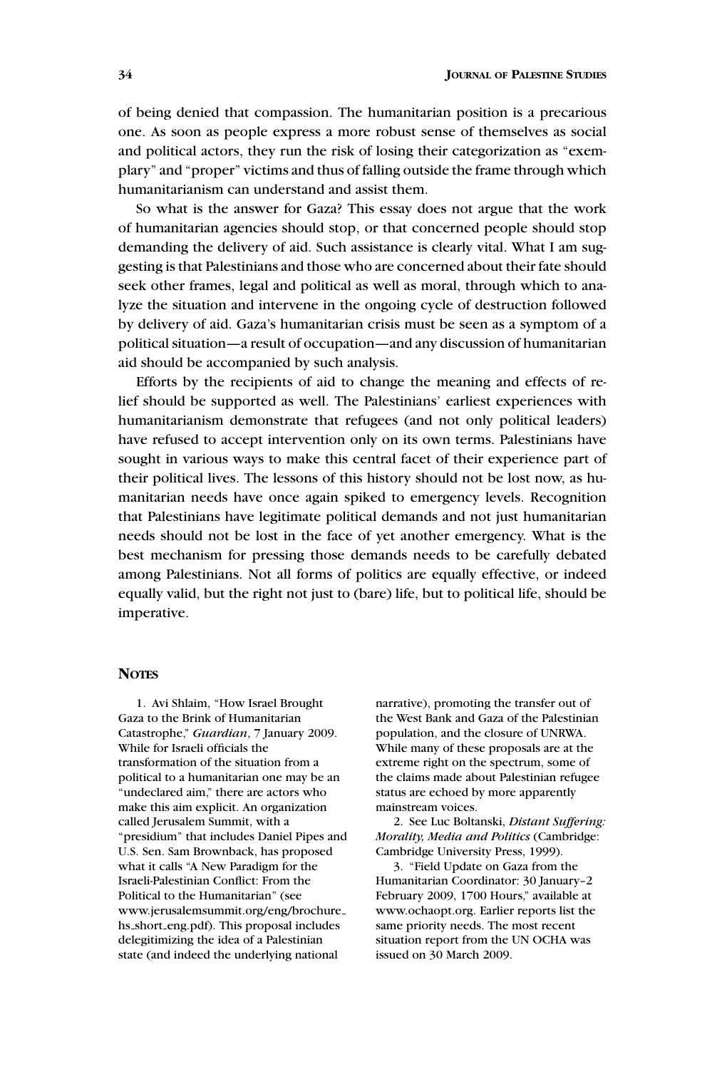of being denied that compassion. The humanitarian position is a precarious one. As soon as people express a more robust sense of themselves as social and political actors, they run the risk of losing their categorization as "exemplary" and "proper" victims and thus of falling outside the frame through which humanitarianism can understand and assist them.

So what is the answer for Gaza? This essay does not argue that the work of humanitarian agencies should stop, or that concerned people should stop demanding the delivery of aid. Such assistance is clearly vital. What I am suggesting is that Palestinians and those who are concerned about their fate should seek other frames, legal and political as well as moral, through which to analyze the situation and intervene in the ongoing cycle of destruction followed by delivery of aid. Gaza's humanitarian crisis must be seen as a symptom of a political situation—a result of occupation—and any discussion of humanitarian aid should be accompanied by such analysis.

Efforts by the recipients of aid to change the meaning and effects of relief should be supported as well. The Palestinians' earliest experiences with humanitarianism demonstrate that refugees (and not only political leaders) have refused to accept intervention only on its own terms. Palestinians have sought in various ways to make this central facet of their experience part of their political lives. The lessons of this history should not be lost now, as humanitarian needs have once again spiked to emergency levels. Recognition that Palestinians have legitimate political demands and not just humanitarian needs should not be lost in the face of yet another emergency. What is the best mechanism for pressing those demands needs to be carefully debated among Palestinians. Not all forms of politics are equally effective, or indeed equally valid, but the right not just to (bare) life, but to political life, should be imperative.

## Notes

1. Avi Shlaim, "How Israel Brought Gaza to the Brink of Humanitarian Catastrophe," *Guardian*, 7 January 2009. While for Israeli officials the transformation of the situation from a political to a humanitarian one may be an "undeclared aim," there are actors who make this aim explicit. An organization called Jerusalem Summit, with a "presidium" that includes Daniel Pipes and U.S. Sen. Sam Brownback, has proposed what it calls "A New Paradigm for the Israeli-Palestinian Conflict: From the Political to the Humanitarian" (see www.jerusalemsummit.org/eng/brochure_hs_short_eng.pdf). This proposal includes delegitimizing the idea of a Palestinian state (and indeed the underlying national narrative), promoting the transfer out of the West Bank and Gaza of the Palestinian population, and the closure of UNRWA. While many of these proposals are at the extreme right on the spectrum, some of the claims made about Palestinian refugee status are echoed by more apparently mainstream voices.

2. See Luc Boltanski, *Distant Suffering: Morality, Media and Politics* (Cambridge: Cambridge University Press, 1999).

3. "Field Update on Gaza from the Humanitarian Coordinator: 30 January–2 February 2009, 1700 Hours," available at www.ochaopt.org. Earlier reports list the same priority needs. The most recent situation report from the UN OCHA was issued on 30 March 2009.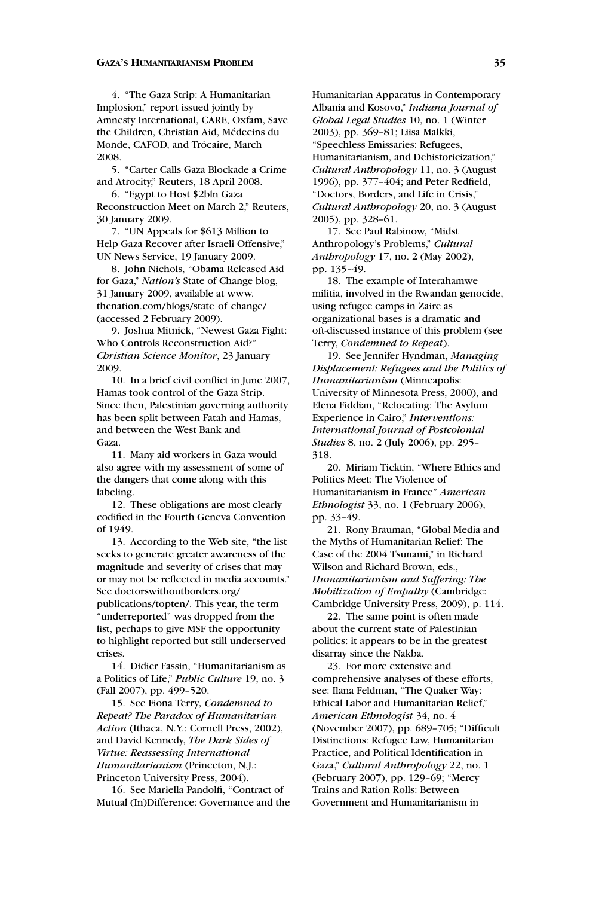4. "The Gaza Strip: A Humanitarian Implosion," report issued jointly by Amnesty International, CARE, Oxfam, Save the Children, Christian Aid, Médecins du Monde, CAFOD, and Trócaire, March 2008.

5. "Carter Calls Gaza Blockade a Crime and Atrocity," Reuters, 18 April 2008.

6. "Egypt to Host $2bln Gaza Reconstruction Meet on March 2," Reuters, 30 January 2009.

7. "UN Appeals for $613 Million to Help Gaza Recover after Israeli Offensive," UN News Service, 19 January 2009.

8. John Nichols, "Obama Released Aid for Gaza," *Nation's* State of Change blog, 31 January 2009, available at www.thenation.com/blogs/state_of_change/ (accessed 2 February 2009).

9. Joshua Mitnick, "Newest Gaza Fight: Who Controls Reconstruction Aid?" *Christian Science Monitor*, 23 January 2009.

10. In a brief civil conflict in June 2007, Hamas took control of the Gaza Strip. Since then, Palestinian governing authority has been split between Fatah and Hamas, and between the West Bank and Gaza.

11. Many aid workers in Gaza would also agree with my assessment of some of the dangers that come along with this labeling.

12. These obligations are most clearly codified in the Fourth Geneva Convention of 1949.

13. According to the Web site, "the list seeks to generate greater awareness of the magnitude and severity of crises that may or may not be reflected in media accounts." See doctorswithoutborders.org/publications/topten/. This year, the term "underreported" was dropped from the list, perhaps to give MSF the opportunity to highlight reported but still underserved crises.

14. Didier Fassin, "Humanitarianism as a Politics of Life," *Public Culture* 19, no. 3 (Fall 2007), pp. 499–520.

15. See Fiona Terry, *Condemned to Repeat? The Paradox of Humanitarian Action* (Ithaca, N.Y.: Cornell Press, 2002), and David Kennedy, *The Dark Sides of Virtue: Reassessing International Humanitarianism* (Princeton, N.J.: Princeton University Press, 2004).

16. See Mariella Pandolfi, "Contract of Mutual (In)Difference: Governance and the Humanitarian Apparatus in Contemporary Albania and Kosovo," *Indiana Journal of Global Legal Studies* 10, no. 1 (Winter 2003), pp. 369–81; Liisa Malkki, "Speechless Emissaries: Refugees, Humanitarianism, and Dehistoricization," *Cultural Anthropology* 11, no. 3 (August 1996), pp. 377–404; and Peter Redfield, "Doctors, Borders, and Life in Crisis," *Cultural Anthropology* 20, no. 3 (August 2005), pp. 328–61.

17. See Paul Rabinow, "Midst Anthropology's Problems," *Cultural Anthropology* 17, no. 2 (May 2002), pp. 135–49.

18. The example of Interahamwe militia, involved in the Rwandan genocide, using refugee camps in Zaire as organizational bases is a dramatic and oft-discussed instance of this problem (see Terry, *Condemned to Repeat*).

19. See Jennifer Hyndman, *Managing Displacement: Refugees and the Politics of Humanitarianism* (Minneapolis: University of Minnesota Press, 2000), and Elena Fiddian, "Relocating: The Asylum Experience in Cairo," *Interventions: International Journal of Postcolonial Studies* 8, no. 2 (July 2006), pp. 295–318.

20. Miriam Ticktin, "Where Ethics and Politics Meet: The Violence of Humanitarianism in France" *American Ethnologist* 33, no. 1 (February 2006), pp. 33–49.

21. Rony Brauman, "Global Media and the Myths of Humanitarian Relief: The Case of the 2004 Tsunami," in Richard Wilson and Richard Brown, eds., *Humanitarianism and Suffering: The Mobilization of Empathy* (Cambridge: Cambridge University Press, 2009), p. 114.

22. The same point is often made about the current state of Palestinian politics: it appears to be in the greatest disarray since the Nakba.

23. For more extensive and comprehensive analyses of these efforts, see: Ilana Feldman, "The Quaker Way: Ethical Labor and Humanitarian Relief," *American Ethnologist* 34, no. 4 (November 2007), pp. 689–705; "Difficult Distinctions: Refugee Law, Humanitarian Practice, and Political Identification in Gaza," *Cultural Anthropology* 22, no. 1 (February 2007), pp. 129–69; "Mercy Trains and Ration Rolls: Between Government and Humanitarianism in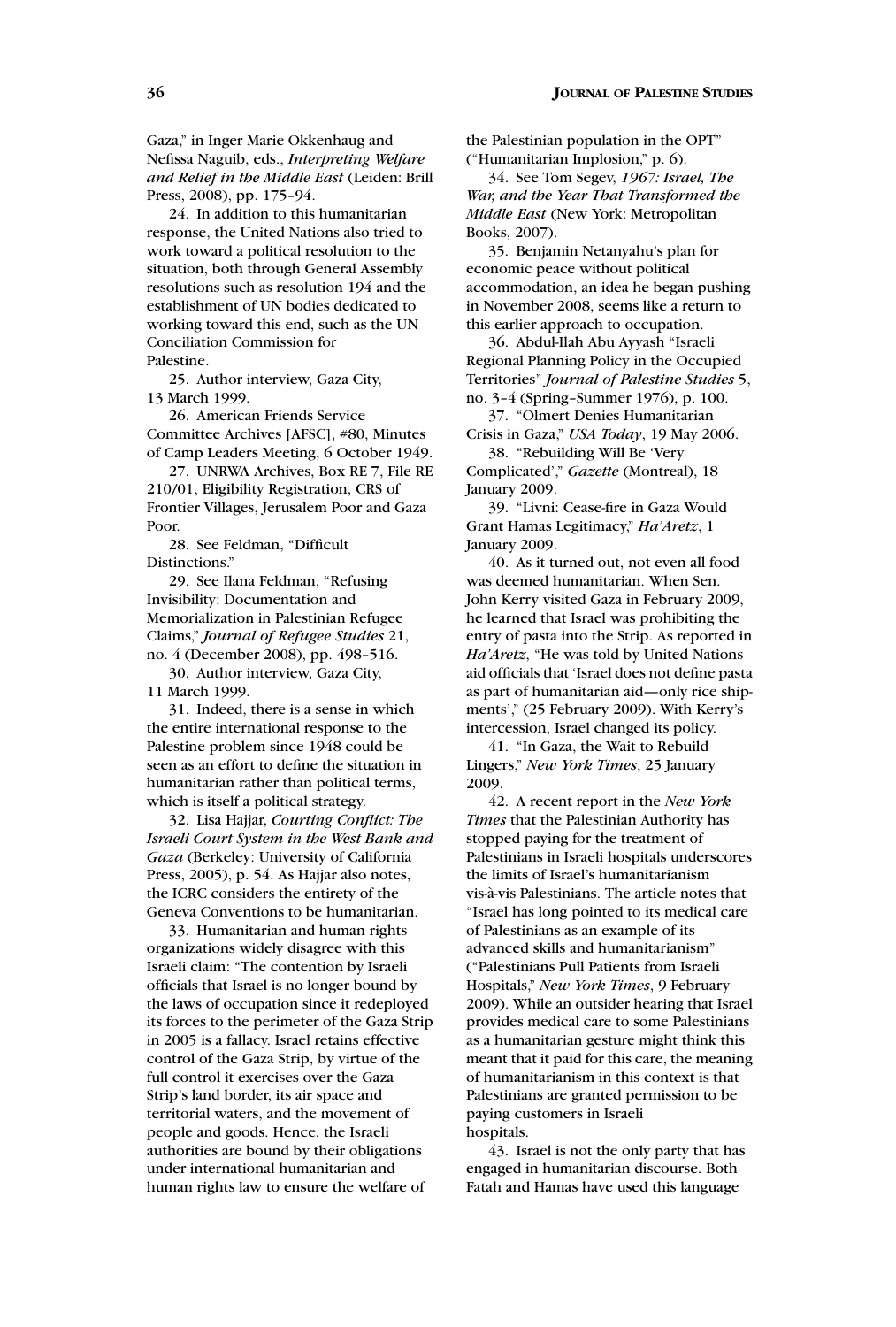Gaza," in Inger Marie Okkenhaug and Nefissa Naguib, eds., *Interpreting Welfare and Relief in the Middle East* (Leiden: Brill Press, 2008), pp. 175–94.

24. In addition to this humanitarian response, the United Nations also tried to work toward a political resolution to the situation, both through General Assembly resolutions such as resolution 194 and the establishment of UN bodies dedicated to working toward this end, such as the UN Conciliation Commission for Palestine.

25. Author interview, Gaza City, 13 March 1999.

26. American Friends Service Committee Archives [AFSC], #80, Minutes of Camp Leaders Meeting, 6 October 1949.

27. UNRWA Archives, Box RE 7, File RE 210/01, Eligibility Registration, CRS of Frontier Villages, Jerusalem Poor and Gaza Poor.

28. See Feldman, "Difficult Distinctions."

29. See Ilana Feldman, "Refusing Invisibility: Documentation and Memorialization in Palestinian Refugee Claims," *Journal of Refugee Studies* 21, no. 4 (December 2008), pp. 498–516.

30. Author interview, Gaza City, 11 March 1999.

31. Indeed, there is a sense in which the entire international response to the Palestine problem since 1948 could be seen as an effort to define the situation in humanitarian rather than political terms, which is itself a political strategy.

32. Lisa Hajjar, *Courting Conflict: The Israeli Court System in the West Bank and Gaza* (Berkeley: University of California Press, 2005), p. 54. As Hajjar also notes, the ICRC considers the entirety of the Geneva Conventions to be humanitarian.

33. Humanitarian and human rights organizations widely disagree with this Israeli claim: "The contention by Israeli officials that Israel is no longer bound by the laws of occupation since it redeployed its forces to the perimeter of the Gaza Strip in 2005 is a fallacy. Israel retains effective control of the Gaza Strip, by virtue of the full control it exercises over the Gaza Strip's land border, its air space and territorial waters, and the movement of people and goods. Hence, the Israeli authorities are bound by their obligations under international humanitarian and human rights law to ensure the welfare of the Palestinian population in the OPT" ("Humanitarian Implosion," p. 6).

34. See Tom Segev, *1967: Israel, The War, and the Year That Transformed the Middle East* (New York: Metropolitan Books, 2007).

35. Benjamin Netanyahu's plan for economic peace without political accommodation, an idea he began pushing in November 2008, seems like a return to this earlier approach to occupation.

36. Abdul-Ilah Abu Ayyash "Israeli Regional Planning Policy in the Occupied Territories" *Journal of Palestine Studies* 5, no. 3–4 (Spring–Summer 1976), p. 100.

37. "Olmert Denies Humanitarian Crisis in Gaza," *USA Today*, 19 May 2006.

38. "Rebuilding Will Be 'Very Complicated'," *Gazette* (Montreal), 18 January 2009.

39. "Livni: Cease-fire in Gaza Would Grant Hamas Legitimacy," *Ha'Aretz*, 1 January 2009.

40. As it turned out, not even all food was deemed humanitarian. When Sen. John Kerry visited Gaza in February 2009, he learned that Israel was prohibiting the entry of pasta into the Strip. As reported in *Ha'Aretz*, "He was told by United Nations aid officials that 'Israel does not define pasta as part of humanitarian aid—only rice shipments'," (25 February 2009). With Kerry's intercession, Israel changed its policy.

41. "In Gaza, the Wait to Rebuild Lingers," *New York Times*, 25 January 2009.

42. A recent report in the *New York Times* that the Palestinian Authority has stopped paying for the treatment of Palestinians in Israeli hospitals underscores the limits of Israel's humanitarianism vis-à-vis Palestinians. The article notes that "Israel has long pointed to its medical care of Palestinians as an example of its advanced skills and humanitarianism" ("Palestinians Pull Patients from Israeli Hospitals," *New York Times*, 9 February 2009). While an outsider hearing that Israel provides medical care to some Palestinians as a humanitarian gesture might think this meant that it paid for this care, the meaning of humanitarianism in this context is that Palestinians are granted permission to be paying customers in Israeli hospitals.

43. Israel is not the only party that has engaged in humanitarian discourse. Both Fatah and Hamas have used this language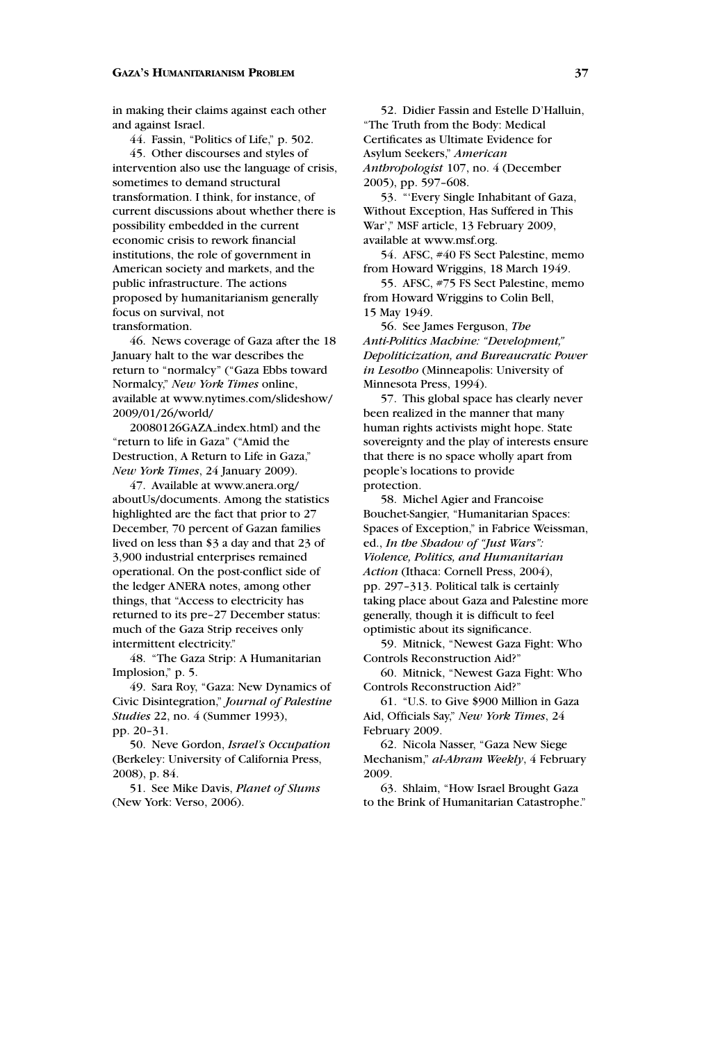in making their claims against each other and against Israel.

44. Fassin, "Politics of Life," p. 502.

45. Other discourses and styles of intervention also use the language of crisis, sometimes to demand structural transformation. I think, for instance, of current discussions about whether there is possibility embedded in the current economic crisis to rework financial institutions, the role of government in American society and markets, and the public infrastructure. The actions proposed by humanitarianism generally focus on survival, not transformation.

46. News coverage of Gaza after the 18 January halt to the war describes the return to "normalcy" ("Gaza Ebbs toward Normalcy," *New York Times* online, available at www.nytimes.com/slideshow/2009/01/26/world/20080126GAZA_index.html) and the "return to life in Gaza" ("Amid the Destruction, A Return to Life in Gaza," *New York Times*, 24 January 2009).

47. Available at www.anera.org/aboutUs/documents. Among the statistics highlighted are the fact that prior to 27 December, 70 percent of Gazan families lived on less than $3 a day and that 23 of 3,900 industrial enterprises remained operational. On the post-conflict side of the ledger ANERA notes, among other things, that "Access to electricity has returned to its pre–27 December status: much of the Gaza Strip receives only intermittent electricity."

48. "The Gaza Strip: A Humanitarian Implosion," p. 5.

49. Sara Roy, "Gaza: New Dynamics of Civic Disintegration," *Journal of Palestine Studies* 22, no. 4 (Summer 1993), pp. 20–31.

50. Neve Gordon, *Israel's Occupation* (Berkeley: University of California Press, 2008), p. 84.

51. See Mike Davis, *Planet of Slums* (New York: Verso, 2006).

52. Didier Fassin and Estelle D'Halluin, "The Truth from the Body: Medical Certificates as Ultimate Evidence for Asylum Seekers," *American Anthropologist* 107, no. 4 (December 2005), pp. 597–608.

53. "'Every Single Inhabitant of Gaza, Without Exception, Has Suffered in This War'," MSF article, 13 February 2009, available at www.msf.org.

54. AFSC, #40 FS Sect Palestine, memo from Howard Wriggins, 18 March 1949.

55. AFSC, #75 FS Sect Palestine, memo from Howard Wriggins to Colin Bell, 15 May 1949.

56. See James Ferguson, *The Anti-Politics Machine: "Development," Depoliticization, and Bureaucratic Power in Lesotho* (Minneapolis: University of Minnesota Press, 1994).

57. This global space has clearly never been realized in the manner that many human rights activists might hope. State sovereignty and the play of interests ensure that there is no space wholly apart from people's locations to provide protection.

58. Michel Agier and Francoise Bouchet-Sangier, "Humanitarian Spaces: Spaces of Exception," in Fabrice Weissman, ed., *In the Shadow of "Just Wars": Violence, Politics, and Humanitarian Action* (Ithaca: Cornell Press, 2004), pp. 297–313. Political talk is certainly taking place about Gaza and Palestine more generally, though it is difficult to feel optimistic about its significance.

59. Mitnick, "Newest Gaza Fight: Who Controls Reconstruction Aid?"

60. Mitnick, "Newest Gaza Fight: Who Controls Reconstruction Aid?"

61. "U.S. to Give $900 Million in Gaza Aid, Officials Say," *New York Times*, 24 February 2009.

62. Nicola Nasser, "Gaza New Siege Mechanism," *al-Ahram Weekly*, 4 February 2009.

63. Shlaim, "How Israel Brought Gaza to the Brink of Humanitarian Catastrophe."